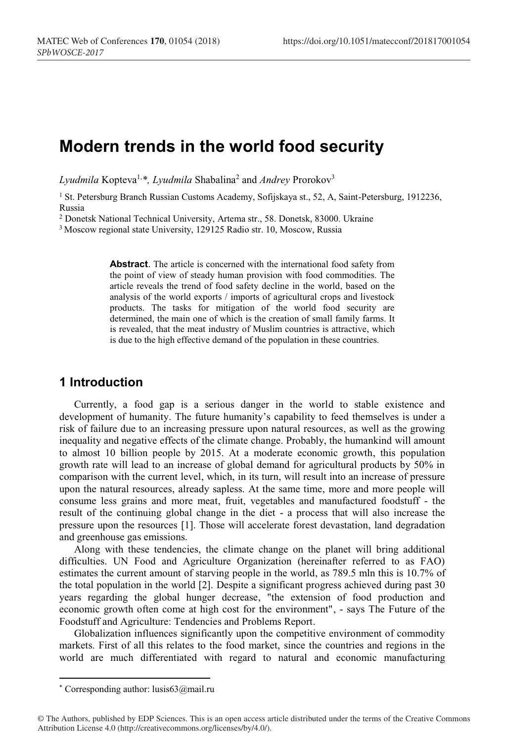# Modern trends in the world food security

*Lyudmila* Kopteva[1,*], *Lyudmila* Shabalina[2] and *Andrey* Prorokov[3]

[1] St. Petersburg Branch Russian Customs Academy, Sofijskaya st., 52, A, Saint-Petersburg, 1912236, Russia

[2] Donetsk National Technical University, Artema str., 58. Donetsk, 83000. Ukraine

[3] Moscow regional state University, 129125 Radio str. 10, Moscow, Russia

**Abstract**. The article is concerned with the international food safety from the point of view of steady human provision with food commodities. The article reveals the trend of food safety decline in the world, based on the analysis of the world exports / imports of agricultural crops and livestock products. The tasks for mitigation of the world food security are determined, the main one of which is the creation of small family farms. It is revealed, that the meat industry of Muslim countries is attractive, which is due to the high effective demand of the population in these countries.

## 1 Introduction

Currently, a food gap is a serious danger in the world to stable existence and development of humanity. The future humanity's capability to feed themselves is under a risk of failure due to an increasing pressure upon natural resources, as well as the growing inequality and negative effects of the climate change. Probably, the humankind will amount to almost 10 billion people by 2015. At a moderate economic growth, this population growth rate will lead to an increase of global demand for agricultural products by 50% in comparison with the current level, which, in its turn, will result into an increase of pressure upon the natural resources, already sapless. At the same time, more and more people will consume less grains and more meat, fruit, vegetables and manufactured foodstuff - the result of the continuing global change in the diet - a process that will also increase the pressure upon the resources [1]. Those will accelerate forest devastation, land degradation and greenhouse gas emissions.

Along with these tendencies, the climate change on the planet will bring additional difficulties. UN Food and Agriculture Organization (hereinafter referred to as FAO) estimates the current amount of starving people in the world, as 789.5 mln this is 10.7% of the total population in the world [2]. Despite a significant progress achieved during past 30 years regarding the global hunger decrease, "the extension of food production and economic growth often come at high cost for the environment", - says The Future of the Foodstuff and Agriculture: Tendencies and Problems Report.

Globalization influences significantly upon the competitive environment of commodity markets. First of all this relates to the food market, since the countries and regions in the world are much differentiated with regard to natural and economic manufacturing

* Corresponding author: lusis63@mail.ru

© The Authors, published by EDP Sciences. This is an open access article distributed under the terms of the Creative Commons Attribution License 4.0 (http://creativecommons.org/licenses/by/4.0/).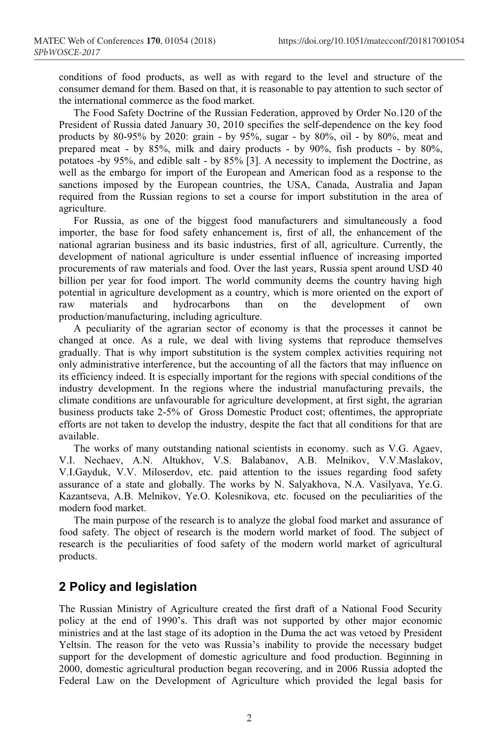conditions of food products, as well as with regard to the level and structure of the consumer demand for them. Based on that, it is reasonable to pay attention to such sector of the international commerce as the food market.

The Food Safety Doctrine of the Russian Federation, approved by Order No.120 of the President of Russia dated January 30, 2010 specifies the self-dependence on the key food products by 80-95% by 2020: grain - by 95%, sugar - by 80%, oil - by 80%, meat and prepared meat - by 85%, milk and dairy products - by 90%, fish products - by 80%, potatoes -by 95%, and edible salt - by 85% [3]. A necessity to implement the Doctrine, as well as the embargo for import of the European and American food as a response to the sanctions imposed by the European countries, the USA, Canada, Australia and Japan required from the Russian regions to set a course for import substitution in the area of agriculture.

For Russia, as one of the biggest food manufacturers and simultaneously a food importer, the base for food safety enhancement is, first of all, the enhancement of the national agrarian business and its basic industries, first of all, agriculture. Currently, the development of national agriculture is under essential influence of increasing imported procurements of raw materials and food. Over the last years, Russia spent around USD 40 billion per year for food import. The world community deems the country having high potential in agriculture development as a country, which is more oriented on the export of raw materials and hydrocarbons than on the development of own production/manufacturing, including agriculture.

A peculiarity of the agrarian sector of economy is that the processes it cannot be changed at once. As a rule, we deal with living systems that reproduce themselves gradually. That is why import substitution is the system complex activities requiring not only administrative interference, but the accounting of all the factors that may influence on its efficiency indeed. It is especially important for the regions with special conditions of the industry development. In the regions where the industrial manufacturing prevails, the climate conditions are unfavourable for agriculture development, at first sight, the agrarian business products take 2-5% of Gross Domestic Product cost; oftentimes, the appropriate efforts are not taken to develop the industry, despite the fact that all conditions for that are available.

The works of many outstanding national scientists in economy. such as V.G. Agaev, V.I. Nechaev, A.N. Altukhov, V.S. Balabanov, A.B. Melnikov, V.V.Maslakov, V.I.Gayduk, V.V. Miloserdov, etc. paid attention to the issues regarding food safety assurance of a state and globally. The works by N. Salyakhova, N.A. Vasilyava, Ye.G. Kazantseva, A.B. Melnikov, Ye.O. Kolesnikova, etc. focused on the peculiarities of the modern food market.

The main purpose of the research is to analyze the global food market and assurance of food safety. The object of research is the modern world market of food. The subject of research is the peculiarities of food safety of the modern world market of agricultural products.

## 2 Policy and legislation

The Russian Ministry of Agriculture created the first draft of a National Food Security policy at the end of 1990's. This draft was not supported by other major economic ministries and at the last stage of its adoption in the Duma the act was vetoed by President Yeltsin. The reason for the veto was Russia's inability to provide the necessary budget support for the development of domestic agriculture and food production. Beginning in 2000, domestic agricultural production began recovering, and in 2006 Russia adopted the Federal Law on the Development of Agriculture which provided the legal basis for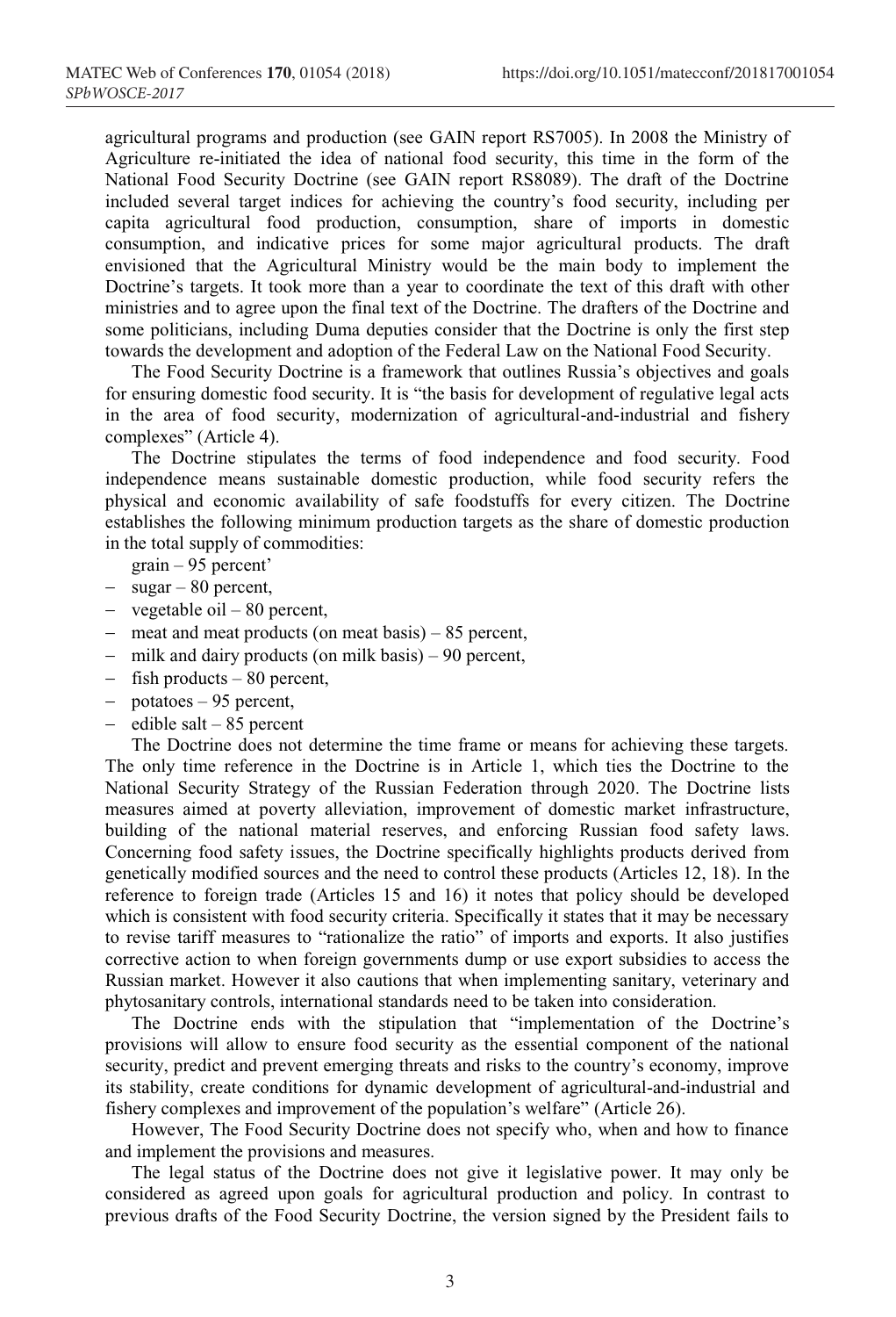agricultural programs and production (see GAIN report RS7005). In 2008 the Ministry of Agriculture re-initiated the idea of national food security, this time in the form of the National Food Security Doctrine (see GAIN report RS8089). The draft of the Doctrine included several target indices for achieving the country's food security, including per capita agricultural food production, consumption, share of imports in domestic consumption, and indicative prices for some major agricultural products. The draft envisioned that the Agricultural Ministry would be the main body to implement the Doctrine's targets. It took more than a year to coordinate the text of this draft with other ministries and to agree upon the final text of the Doctrine. The drafters of the Doctrine and some politicians, including Duma deputies consider that the Doctrine is only the first step towards the development and adoption of the Federal Law on the National Food Security.

The Food Security Doctrine is a framework that outlines Russia's objectives and goals for ensuring domestic food security. It is "the basis for development of regulative legal acts in the area of food security, modernization of agricultural-and-industrial and fishery complexes" (Article 4).

The Doctrine stipulates the terms of food independence and food security. Food independence means sustainable domestic production, while food security refers the physical and economic availability of safe foodstuffs for every citizen. The Doctrine establishes the following minimum production targets as the share of domestic production in the total supply of commodities:

grain – 95 percent'
- sugar – 80 percent,
- vegetable oil – 80 percent,
- meat and meat products (on meat basis) – 85 percent,
- milk and dairy products (on milk basis) – 90 percent,
- fish products – 80 percent,
- potatoes – 95 percent,
- edible salt – 85 percent

The Doctrine does not determine the time frame or means for achieving these targets. The only time reference in the Doctrine is in Article 1, which ties the Doctrine to the National Security Strategy of the Russian Federation through 2020. The Doctrine lists measures aimed at poverty alleviation, improvement of domestic market infrastructure, building of the national material reserves, and enforcing Russian food safety laws. Concerning food safety issues, the Doctrine specifically highlights products derived from genetically modified sources and the need to control these products (Articles 12, 18). In the reference to foreign trade (Articles 15 and 16) it notes that policy should be developed which is consistent with food security criteria. Specifically it states that it may be necessary to revise tariff measures to "rationalize the ratio" of imports and exports. It also justifies corrective action to when foreign governments dump or use export subsidies to access the Russian market. However it also cautions that when implementing sanitary, veterinary and phytosanitary controls, international standards need to be taken into consideration.

The Doctrine ends with the stipulation that "implementation of the Doctrine's provisions will allow to ensure food security as the essential component of the national security, predict and prevent emerging threats and risks to the country's economy, improve its stability, create conditions for dynamic development of agricultural-and-industrial and fishery complexes and improvement of the population's welfare" (Article 26).

However, The Food Security Doctrine does not specify who, when and how to finance and implement the provisions and measures.

The legal status of the Doctrine does not give it legislative power. It may only be considered as agreed upon goals for agricultural production and policy. In contrast to previous drafts of the Food Security Doctrine, the version signed by the President fails to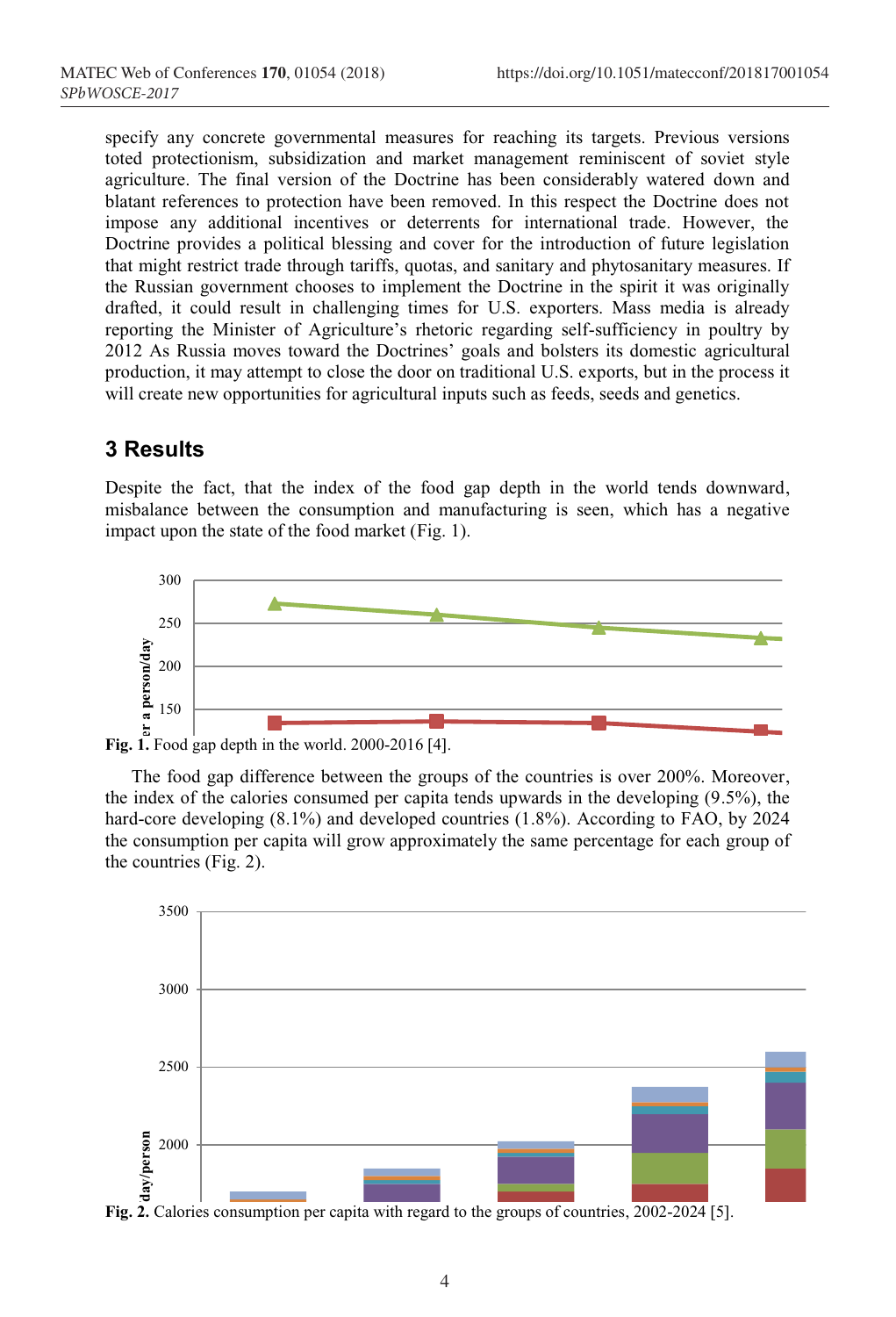specify any concrete governmental measures for reaching its targets. Previous versions toted protectionism, subsidization and market management reminiscent of soviet style agriculture. The final version of the Doctrine has been considerably watered down and blatant references to protection have been removed. In this respect the Doctrine does not impose any additional incentives or deterrents for international trade. However, the Doctrine provides a political blessing and cover for the introduction of future legislation that might restrict trade through tariffs, quotas, and sanitary and phytosanitary measures. If the Russian government chooses to implement the Doctrine in the spirit it was originally drafted, it could result in challenging times for U.S. exporters. Mass media is already reporting the Minister of Agriculture's rhetoric regarding self-sufficiency in poultry by 2012 As Russia moves toward the Doctrines' goals and bolsters its domestic agricultural production, it may attempt to close the door on traditional U.S. exports, but in the process it will create new opportunities for agricultural inputs such as feeds, seeds and genetics.

## 3 Results

Despite the fact, that the index of the food gap depth in the world tends downward, misbalance between the consumption and manufacturing is seen, which has a negative impact upon the state of the food market (Fig. 1).

**Fig. 1.** Food gap depth in the world. 2000-2016 [4].

The food gap difference between the groups of the countries is over 200%. Moreover, the index of the calories consumed per capita tends upwards in the developing (9.5%), the hard-core developing (8.1%) and developed countries (1.8%). According to FAO, by 2024 the consumption per capita will grow approximately the same percentage for each group of the countries (Fig. 2).

**Fig. 2.** Calories consumption per capita with regard to the groups of countries, 2002-2024 [5].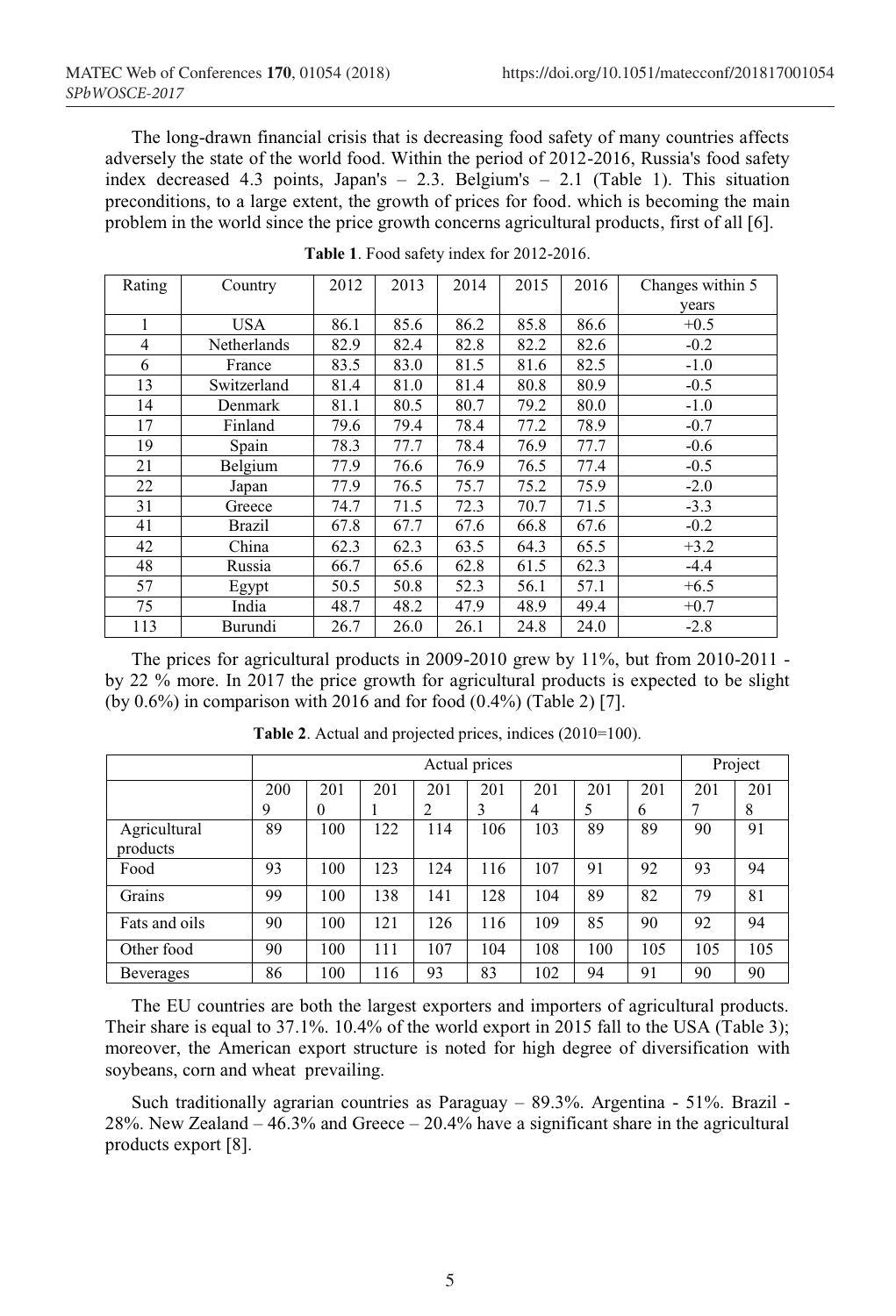The long-drawn financial crisis that is decreasing food safety of many countries affects adversely the state of the world food. Within the period of 2012-2016, Russia's food safety index decreased 4.3 points, Japan's – 2.3. Belgium's – 2.1 (Table 1). This situation preconditions, to a large extent, the growth of prices for food. which is becoming the main problem in the world since the price growth concerns agricultural products, first of all [6].

**Table 1**. Food safety index for 2012-2016.

| Rating | Country | 2012 | 2013 | 2014 | 2015 | 2016 | Changes within 5 years |
|---|---|---|---|---|---|---|---|
| 1 | USA | 86.1 | 85.6 | 86.2 | 85.8 | 86.6 | +0.5 |
| 4 | Netherlands | 82.9 | 82.4 | 82.8 | 82.2 | 82.6 | -0.2 |
| 6 | France | 83.5 | 83.0 | 81.5 | 81.6 | 82.5 | -1.0 |
| 13 | Switzerland | 81.4 | 81.0 | 81.4 | 80.8 | 80.9 | -0.5 |
| 14 | Denmark | 81.1 | 80.5 | 80.7 | 79.2 | 80.0 | -1.0 |
| 17 | Finland | 79.6 | 79.4 | 78.4 | 77.2 | 78.9 | -0.7 |
| 19 | Spain | 78.3 | 77.7 | 78.4 | 76.9 | 77.7 | -0.6 |
| 21 | Belgium | 77.9 | 76.6 | 76.9 | 76.5 | 77.4 | -0.5 |
| 22 | Japan | 77.9 | 76.5 | 75.7 | 75.2 | 75.9 | -2.0 |
| 31 | Greece | 74.7 | 71.5 | 72.3 | 70.7 | 71.5 | -3.3 |
| 41 | Brazil | 67.8 | 67.7 | 67.6 | 66.8 | 67.6 | -0.2 |
| 42 | China | 62.3 | 62.3 | 63.5 | 64.3 | 65.5 | +3.2 |
| 48 | Russia | 66.7 | 65.6 | 62.8 | 61.5 | 62.3 | -4.4 |
| 57 | Egypt | 50.5 | 50.8 | 52.3 | 56.1 | 57.1 | +6.5 |
| 75 | India | 48.7 | 48.2 | 47.9 | 48.9 | 49.4 | +0.7 |
| 113 | Burundi | 26.7 | 26.0 | 26.1 | 24.8 | 24.0 | -2.8 |

The prices for agricultural products in 2009-2010 grew by 11%, but from 2010-2011 - by 22 % more. In 2017 the price growth for agricultural products is expected to be slight (by 0.6%) in comparison with 2016 and for food (0.4%) (Table 2) [7].

**Table 2**. Actual and projected prices, indices (2010=100).

| | Actual prices | | | | | | | | Project | |
|---|---|---|---|---|---|---|---|---|---|---|
| | 2009 | 2010 | 2011 | 2012 | 2013 | 2014 | 2015 | 2016 | 2017 | 2018 |
| Agricultural products | 89 | 100 | 122 | 114 | 106 | 103 | 89 | 89 | 90 | 91 |
| Food | 93 | 100 | 123 | 124 | 116 | 107 | 91 | 92 | 93 | 94 |
| Grains | 99 | 100 | 138 | 141 | 128 | 104 | 89 | 82 | 79 | 81 |
| Fats and oils | 90 | 100 | 121 | 126 | 116 | 109 | 85 | 90 | 92 | 94 |
| Other food | 90 | 100 | 111 | 107 | 104 | 108 | 100 | 105 | 105 | 105 |
| Beverages | 86 | 100 | 116 | 93 | 83 | 102 | 94 | 91 | 90 | 90 |

The EU countries are both the largest exporters and importers of agricultural products. Their share is equal to 37.1%. 10.4% of the world export in 2015 fall to the USA (Table 3); moreover, the American export structure is noted for high degree of diversification with soybeans, corn and wheat prevailing.

Such traditionally agrarian countries as Paraguay – 89.3%. Argentina - 51%. Brazil - 28%. New Zealand – 46.3% and Greece – 20.4% have a significant share in the agricultural products export [8].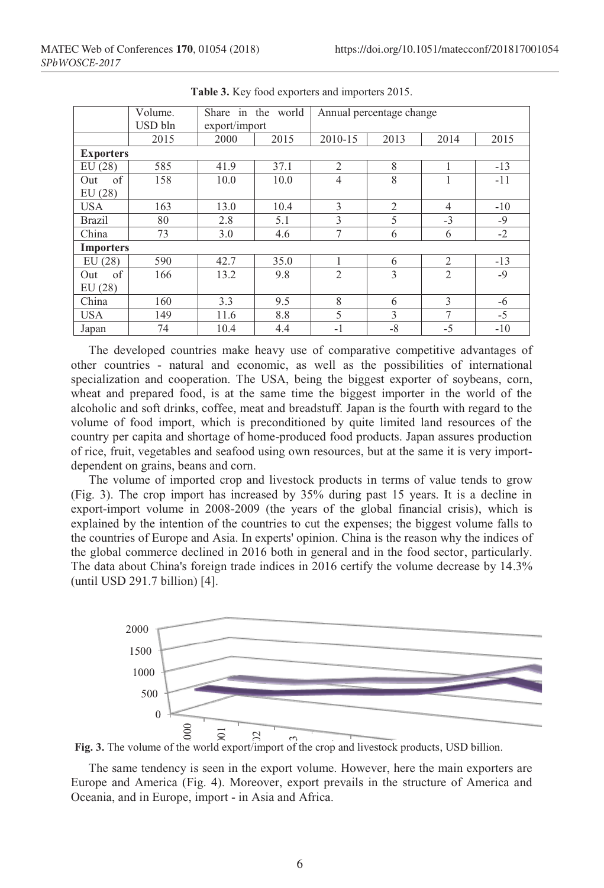**Table 3.** Key food exporters and importers 2015.

| | Volume. USD bln | Share in the world export/import | | Annual percentage change | | | |
|---|---|---|---|---|---|---|---|
| | 2015 | 2000 | 2015 | 2010-15 | 2013 | 2014 | 2015 |
| **Exporters** | | | | | | | |
| EU (28) | 585 | 41.9 | 37.1 | 2 | 8 | 1 | -13 |
| Out of EU (28) | 158 | 10.0 | 10.0 | 4 | 8 | 1 | -11 |
| USA | 163 | 13.0 | 10.4 | 3 | 2 | 4 | -10 |
| Brazil | 80 | 2.8 | 5.1 | 3 | 5 | -3 | -9 |
| China | 73 | 3.0 | 4.6 | 7 | 6 | 6 | -2 |
| **Importers** | | | | | | | |
| EU (28) | 590 | 42.7 | 35.0 | 1 | 6 | 2 | -13 |
| Out of EU (28) | 166 | 13.2 | 9.8 | 2 | 3 | 2 | -9 |
| China | 160 | 3.3 | 9.5 | 8 | 6 | 3 | -6 |
| USA | 149 | 11.6 | 8.8 | 5 | 3 | 7 | -5 |
| Japan | 74 | 10.4 | 4.4 | -1 | -8 | -5 | -10 |

The developed countries make heavy use of comparative competitive advantages of other countries - natural and economic, as well as the possibilities of international specialization and cooperation. The USA, being the biggest exporter of soybeans, corn, wheat and prepared food, is at the same time the biggest importer in the world of the alcoholic and soft drinks, coffee, meat and breadstuff. Japan is the fourth with regard to the volume of food import, which is preconditioned by quite limited land resources of the country per capita and shortage of home-produced food products. Japan assures production of rice, fruit, vegetables and seafood using own resources, but at the same it is very import-dependent on grains, beans and corn.

The volume of imported crop and livestock products in terms of value tends to grow (Fig. 3). The crop import has increased by 35% during past 15 years. It is a decline in export-import volume in 2008-2009 (the years of the global financial crisis), which is explained by the intention of the countries to cut the expenses; the biggest volume falls to the countries of Europe and Asia. In experts' opinion. China is the reason why the indices of the global commerce declined in 2016 both in general and in the food sector, particularly. The data about China's foreign trade indices in 2016 certify the volume decrease by 14.3% (until USD 291.7 billion) [4].

**Fig. 3.** The volume of the world export/import of the crop and livestock products, USD billion.

The same tendency is seen in the export volume. However, here the main exporters are Europe and America (Fig. 4). Moreover, export prevails in the structure of America and Oceania, and in Europe, import - in Asia and Africa.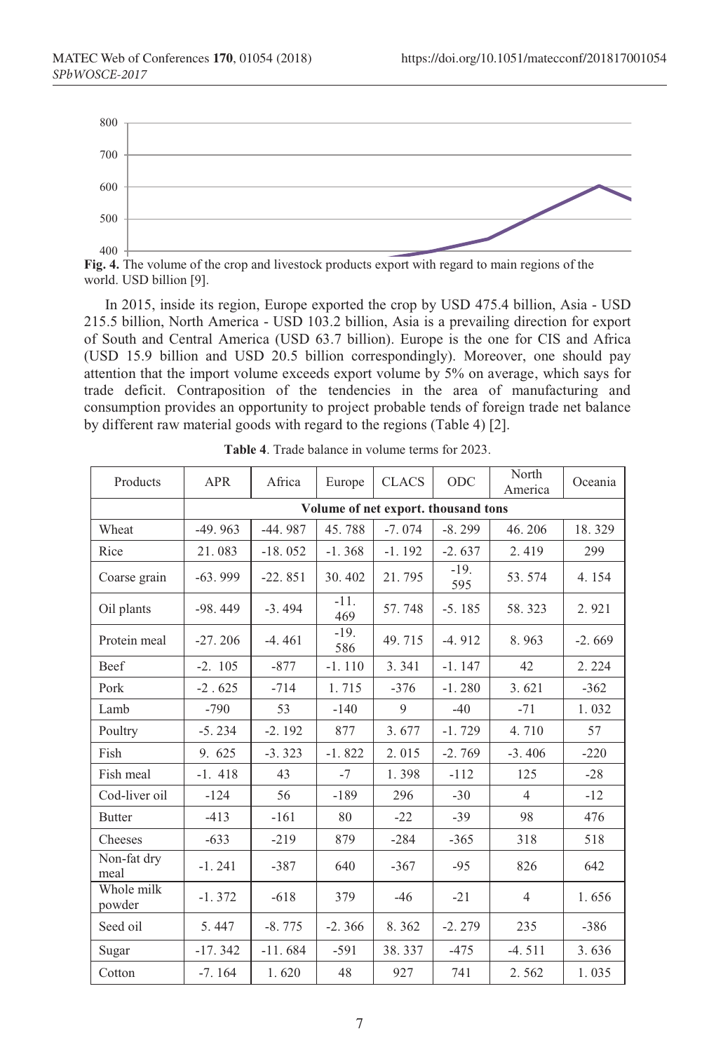**Fig. 4.** The volume of the crop and livestock products export with regard to main regions of the world. USD billion [9].

In 2015, inside its region, Europe exported the crop by USD 475.4 billion, Asia - USD 215.5 billion, North America - USD 103.2 billion, Asia is a prevailing direction for export of South and Central America (USD 63.7 billion). Europe is the one for CIS and Africa (USD 15.9 billion and USD 20.5 billion correspondingly). Moreover, one should pay attention that the import volume exceeds export volume by 5% on average, which says for trade deficit. Contraposition of the tendencies in the area of manufacturing and consumption provides an opportunity to project probable tends of foreign trade net balance by different raw material goods with regard to the regions (Table 4) [2].

**Table 4**. Trade balance in volume terms for 2023.

| Products | APR | Africa | Europe | CLACS | ODC | North America | Oceania |
|---|---|---|---|---|---|---|---|
| | Volume of net export. thousand tons | | | | | | |
| Wheat | -49. 963 | -44. 987 | 45. 788 | -7. 074 | -8. 299 | 46. 206 | 18. 329 |
| Rice | 21. 083 | -18. 052 | -1. 368 | -1. 192 | -2. 637 | 2. 419 | 299 |
| Coarse grain | -63. 999 | -22. 851 | 30. 402 | 21. 795 | -19. 595 | 53. 574 | 4. 154 |
| Oil plants | -98. 449 | -3. 494 | -11. 469 | 57. 748 | -5. 185 | 58. 323 | 2. 921 |
| Protein meal | -27. 206 | -4. 461 | -19. 586 | 49. 715 | -4. 912 | 8. 963 | -2. 669 |
| Beef | -2. 105 | -877 | -1. 110 | 3. 341 | -1. 147 | 42 | 2. 224 |
| Pork | -2 . 625 | -714 | 1. 715 | -376 | -1. 280 | 3. 621 | -362 |
| Lamb | -790 | 53 | -140 | 9 | -40 | -71 | 1. 032 |
| Poultry | -5. 234 | -2. 192 | 877 | 3. 677 | -1. 729 | 4. 710 | 57 |
| Fish | 9. 625 | -3. 323 | -1. 822 | 2. 015 | -2. 769 | -3. 406 | -220 |
| Fish meal | -1. 418 | 43 | -7 | 1. 398 | -112 | 125 | -28 |
| Cod-liver oil | -124 | 56 | -189 | 296 | -30 | 4 | -12 |
| Butter | -413 | -161 | 80 | -22 | -39 | 98 | 476 |
| Cheeses | -633 | -219 | 879 | -284 | -365 | 318 | 518 |
| Non-fat dry meal | -1. 241 | -387 | 640 | -367 | -95 | 826 | 642 |
| Whole milk powder | -1. 372 | -618 | 379 | -46 | -21 | 4 | 1. 656 |
| Seed oil | 5. 447 | -8. 775 | -2. 366 | 8. 362 | -2. 279 | 235 | -386 |
| Sugar | -17. 342 | -11. 684 | -591 | 38. 337 | -475 | -4. 511 | 3. 636 |
| Cotton | -7. 164 | 1. 620 | 48 | 927 | 741 | 2. 562 | 1. 035 |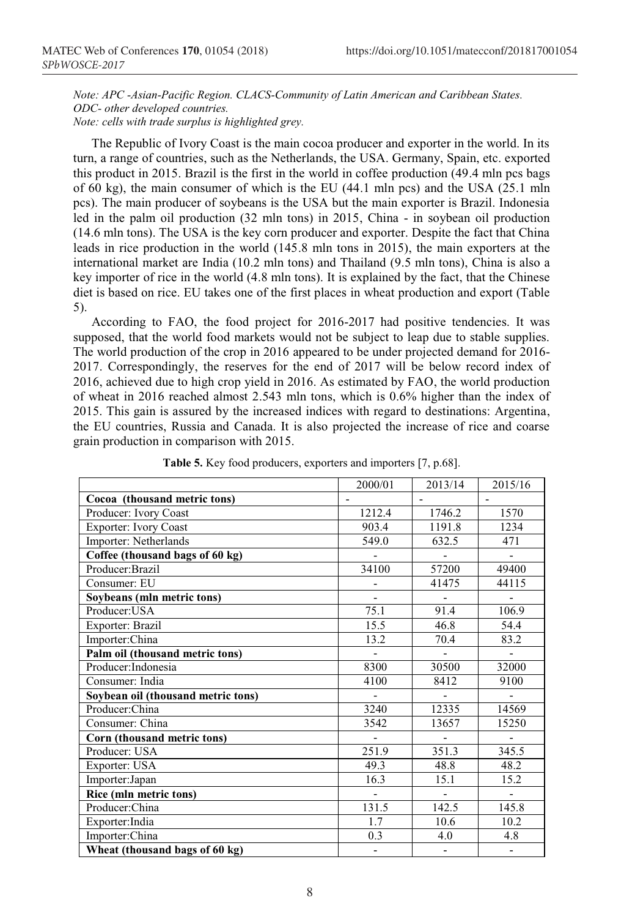*Note: APC -Asian-Pacific Region. CLACS-Community of Latin American and Caribbean States. ODC- other developed countries.*
*Note: cells with trade surplus is highlighted grey.*

The Republic of Ivory Coast is the main cocoa producer and exporter in the world. In its turn, a range of countries, such as the Netherlands, the USA. Germany, Spain, etc. exported this product in 2015. Brazil is the first in the world in coffee production (49.4 mln pcs bags of 60 kg), the main consumer of which is the EU (44.1 mln pcs) and the USA (25.1 mln pcs). The main producer of soybeans is the USA but the main exporter is Brazil. Indonesia led in the palm oil production (32 mln tons) in 2015, China - in soybean oil production (14.6 mln tons). The USA is the key corn producer and exporter. Despite the fact that China leads in rice production in the world (145.8 mln tons in 2015), the main exporters at the international market are India (10.2 mln tons) and Thailand (9.5 mln tons), China is also a key importer of rice in the world (4.8 mln tons). It is explained by the fact, that the Chinese diet is based on rice. EU takes one of the first places in wheat production and export (Table 5).

According to FAO, the food project for 2016-2017 had positive tendencies. It was supposed, that the world food markets would not be subject to leap due to stable supplies. The world production of the crop in 2016 appeared to be under projected demand for 2016-2017. Correspondingly, the reserves for the end of 2017 will be below record index of 2016, achieved due to high crop yield in 2016. As estimated by FAO, the world production of wheat in 2016 reached almost 2.543 mln tons, which is 0.6% higher than the index of 2015. This gain is assured by the increased indices with regard to destinations: Argentina, the EU countries, Russia and Canada. It is also projected the increase of rice and coarse grain production in comparison with 2015.

**Table 5.** Key food producers, exporters and importers [7, p.68].

| | 2000/01 | 2013/14 | 2015/16 |
|---|---|---|---|
| **Cocoa (thousand metric tons)** | - | - | - |
| Producer: Ivory Coast | 1212.4 | 1746.2 | 1570 |
| Exporter: Ivory Coast | 903.4 | 1191.8 | 1234 |
| Importer: Netherlands | 549.0 | 632.5 | 471 |
| **Coffee (thousand bags of 60 kg)** | - | - | - |
| Producer:Brazil | 34100 | 57200 | 49400 |
| Consumer: EU | - | 41475 | 44115 |
| **Soybeans (mln metric tons)** | - | - | - |
| Producer:USA | 75.1 | 91.4 | 106.9 |
| Exporter: Brazil | 15.5 | 46.8 | 54.4 |
| Importer:China | 13.2 | 70.4 | 83.2 |
| **Palm oil (thousand metric tons)** | - | - | - |
| Producer:Indonesia | 8300 | 30500 | 32000 |
| Consumer: India | 4100 | 8412 | 9100 |
| **Soybean oil (thousand metric tons)** | - | - | - |
| Producer:China | 3240 | 12335 | 14569 |
| Consumer: China | 3542 | 13657 | 15250 |
| **Corn (thousand metric tons)** | - | - | - |
| Producer: USA | 251.9 | 351.3 | 345.5 |
| Exporter: USA | 49.3 | 48.8 | 48.2 |
| Importer:Japan | 16.3 | 15.1 | 15.2 |
| **Rice (mln metric tons)** | - | - | - |
| Producer:China | 131.5 | 142.5 | 145.8 |
| Exporter:India | 1.7 | 10.6 | 10.2 |
| Importer:China | 0.3 | 4.0 | 4.8 |
| **Wheat (thousand bags of 60 kg)** | - | - | - |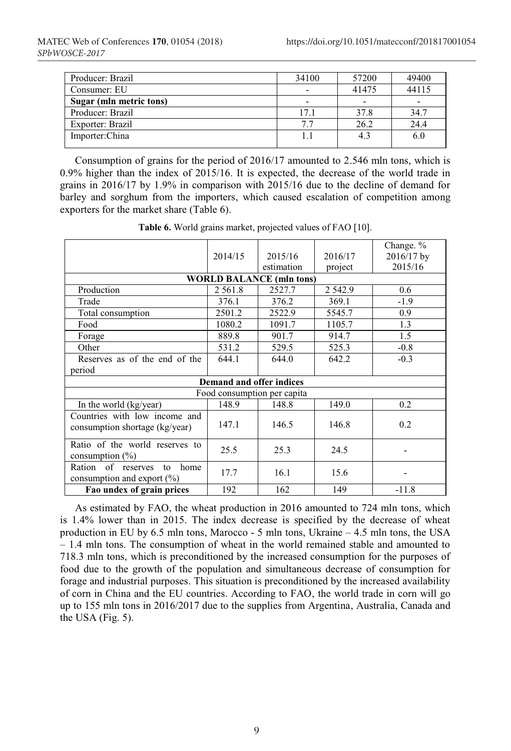| Producer: Brazil | 34100 | 57200 | 49400 |
|---|---|---|---|
| Consumer: EU | - | 41475 | 44115 |
| **Sugar (mln metric tons)** | - | - | - |
| Producer: Brazil | 17.1 | 37.8 | 34.7 |
| Exporter: Brazil | 7.7 | 26.2 | 24.4 |
| Importer:China | 1.1 | 4.3 | 6.0 |

Consumption of grains for the period of 2016/17 amounted to 2.546 mln tons, which is 0.9% higher than the index of 2015/16. It is expected, the decrease of the world trade in grains in 2016/17 by 1.9% in comparison with 2015/16 due to the decline of demand for barley and sorghum from the importers, which caused escalation of competition among exporters for the market share (Table 6).

**Table 6.** World grains market, projected values of FAO [10].

| | 2014/15 | 2015/16 estimation | 2016/17 project | Change. % 2016/17 by 2015/16 |
|---|---|---|---|---|
| **WORLD BALANCE (mln tons)** | | | | |
| Production | 2 561.8 | 2527.7 | 2 542.9 | 0.6 |
| Trade | 376.1 | 376.2 | 369.1 | -1.9 |
| Total consumption | 2501.2 | 2522.9 | 5545.7 | 0.9 |
| Food | 1080.2 | 1091.7 | 1105.7 | 1.3 |
| Forage | 889.8 | 901.7 | 914.7 | 1.5 |
| Other | 531.2 | 529.5 | 525.3 | -0.8 |
| Reserves as of the end of the period | 644.1 | 644.0 | 642.2 | -0.3 |
| **Demand and offer indices** | | | | |
| Food consumption per capita | | | | |
| In the world (kg/year) | 148.9 | 148.8 | 149.0 | 0.2 |
| Countries with low income and consumption shortage (kg/year) | 147.1 | 146.5 | 146.8 | 0.2 |
| Ratio of the world reserves to consumption (%) | 25.5 | 25.3 | 24.5 | - |
| Ration of reserves to home consumption and export (%) | 17.7 | 16.1 | 15.6 | - |
| **Fao undex of grain prices** | 192 | 162 | 149 | -11.8 |

As estimated by FAO, the wheat production in 2016 amounted to 724 mln tons, which is 1.4% lower than in 2015. The index decrease is specified by the decrease of wheat production in EU by 6.5 mln tons, Marocco - 5 mln tons, Ukraine – 4.5 mln tons, the USA – 1.4 mln tons. The consumption of wheat in the world remained stable and amounted to 718.3 mln tons, which is preconditioned by the increased consumption for the purposes of food due to the growth of the population and simultaneous decrease of consumption for forage and industrial purposes. This situation is preconditioned by the increased availability of corn in China and the EU countries. According to FAO, the world trade in corn will go up to 155 mln tons in 2016/2017 due to the supplies from Argentina, Australia, Canada and the USA (Fig. 5).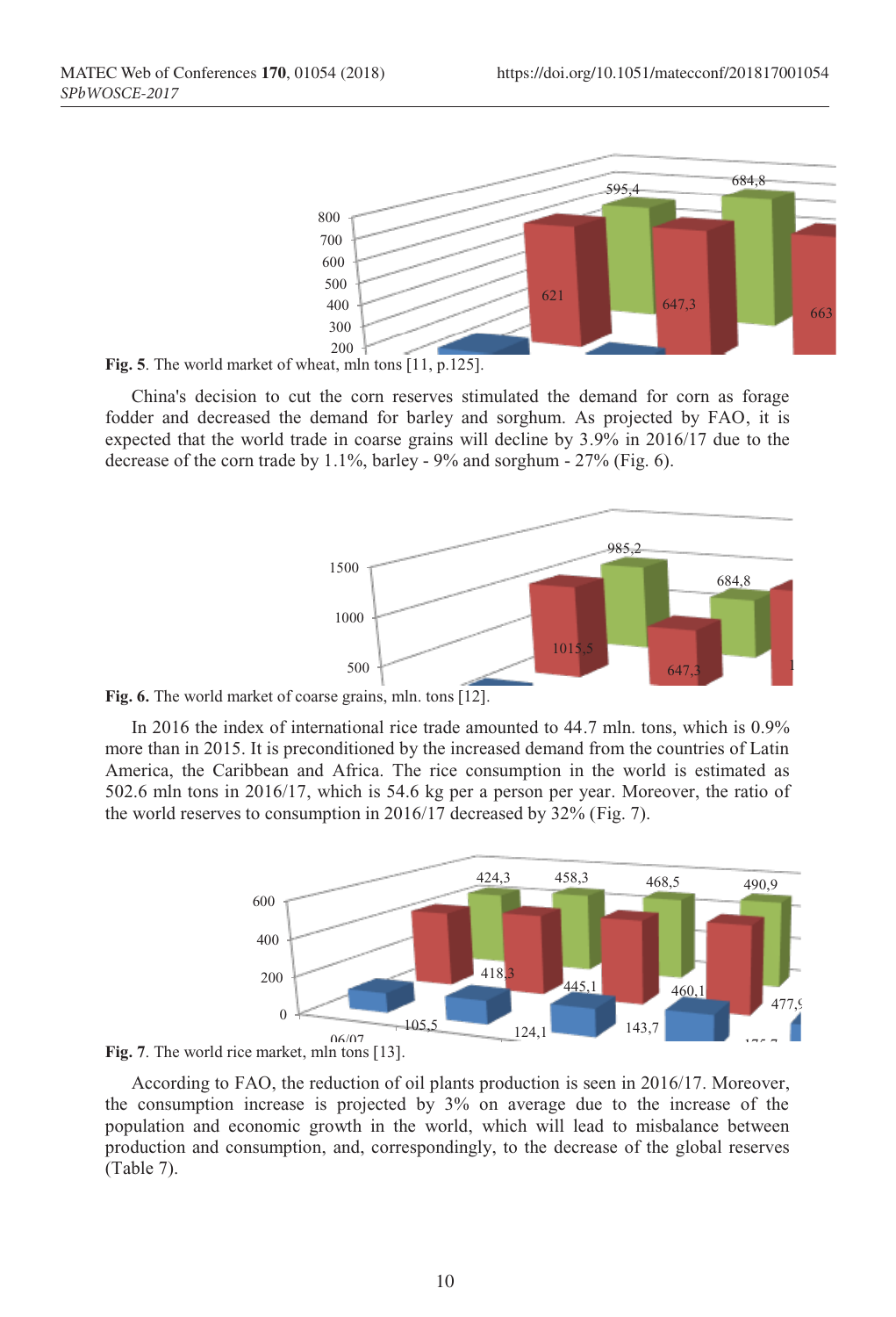Fig. 5. The world market of wheat, mln tons [11, p.125].

China's decision to cut the corn reserves stimulated the demand for corn as forage fodder and decreased the demand for barley and sorghum. As projected by FAO, it is expected that the world trade in coarse grains will decline by 3.9% in 2016/17 due to the decrease of the corn trade by 1.1%, barley - 9% and sorghum - 27% (Fig. 6).

Fig. 6. The world market of coarse grains, mln. tons [12].

In 2016 the index of international rice trade amounted to 44.7 mln. tons, which is 0.9% more than in 2015. It is preconditioned by the increased demand from the countries of Latin America, the Caribbean and Africa. The rice consumption in the world is estimated as 502.6 mln tons in 2016/17, which is 54.6 kg per a person per year. Moreover, the ratio of the world reserves to consumption in 2016/17 decreased by 32% (Fig. 7).

Fig. 7. The world rice market, mln tons [13].

According to FAO, the reduction of oil plants production is seen in 2016/17. Moreover, the consumption increase is projected by 3% on average due to the increase of the population and economic growth in the world, which will lead to misbalance between production and consumption, and, correspondingly, to the decrease of the global reserves (Table 7).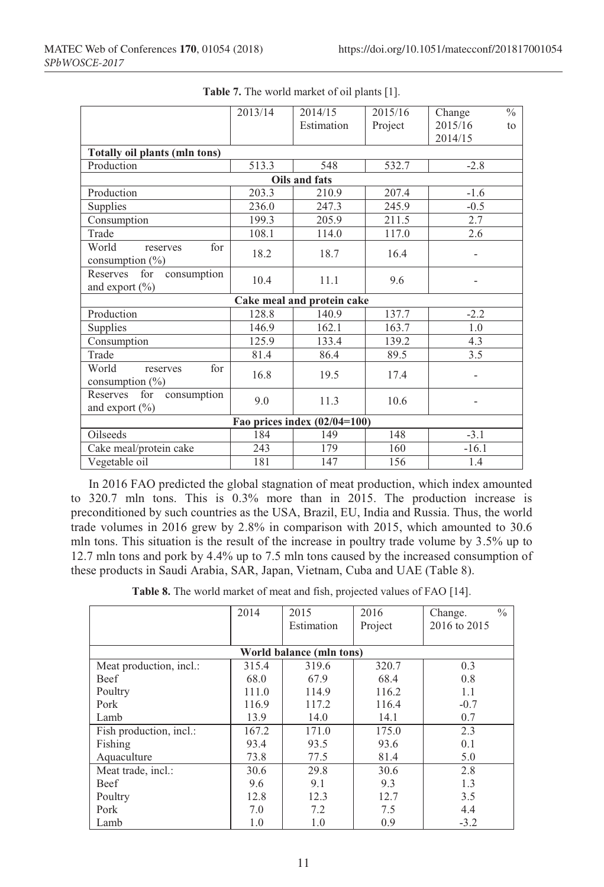**Table 7.** The world market of oil plants [1].

| | 2013/14 | 2014/15 Estimation | 2015/16 Project | Change % 2015/16 to 2014/15 |
|---|---|---|---|---|
| **Totally oil plants (mln tons)** | | | | |
| Production | 513.3 | 548 | 532.7 | -2.8 |
| **Oils and fats** | | | | |
| Production | 203.3 | 210.9 | 207.4 | -1.6 |
| Supplies | 236.0 | 247.3 | 245.9 | -0.5 |
| Consumption | 199.3 | 205.9 | 211.5 | 2.7 |
| Trade | 108.1 | 114.0 | 117.0 | 2.6 |
| World reserves for consumption (%) | 18.2 | 18.7 | 16.4 | - |
| Reserves for consumption and export (%) | 10.4 | 11.1 | 9.6 | - |
| **Cake meal and protein cake** | | | | |
| Production | 128.8 | 140.9 | 137.7 | -2.2 |
| Supplies | 146.9 | 162.1 | 163.7 | 1.0 |
| Consumption | 125.9 | 133.4 | 139.2 | 4.3 |
| Trade | 81.4 | 86.4 | 89.5 | 3.5 |
| World reserves for consumption (%) | 16.8 | 19.5 | 17.4 | - |
| Reserves for consumption and export (%) | 9.0 | 11.3 | 10.6 | - |
| **Fao prices index (02/04=100)** | | | | |
| Oilseeds | 184 | 149 | 148 | -3.1 |
| Cake meal/protein cake | 243 | 179 | 160 | -16.1 |
| Vegetable oil | 181 | 147 | 156 | 1.4 |

In 2016 FAO predicted the global stagnation of meat production, which index amounted to 320.7 mln tons. This is 0.3% more than in 2015. The production increase is preconditioned by such countries as the USA, Brazil, EU, India and Russia. Thus, the world trade volumes in 2016 grew by 2.8% in comparison with 2015, which amounted to 30.6 mln tons. This situation is the result of the increase in poultry trade volume by 3.5% up to 12.7 mln tons and pork by 4.4% up to 7.5 mln tons caused by the increased consumption of these products in Saudi Arabia, SAR, Japan, Vietnam, Cuba and UAE (Table 8).

**Table 8.** The world market of meat and fish, projected values of FAO [14].

| | 2014 | 2015 Estimation | 2016 Project | Change. % 2016 to 2015 |
|---|---|---|---|---|
| **World balance (mln tons)** | | | | |
| Meat production, incl.: | 315.4 | 319.6 | 320.7 | 0.3 |
| Beef | 68.0 | 67.9 | 68.4 | 0.8 |
| Poultry | 111.0 | 114.9 | 116.2 | 1.1 |
| Pork | 116.9 | 117.2 | 116.4 | -0.7 |
| Lamb | 13.9 | 14.0 | 14.1 | 0.7 |
| Fish production, incl.: | 167.2 | 171.0 | 175.0 | 2.3 |
| Fishing | 93.4 | 93.5 | 93.6 | 0.1 |
| Aquaculture | 73.8 | 77.5 | 81.4 | 5.0 |
| Meat trade, incl.: | 30.6 | 29.8 | 30.6 | 2.8 |
| Beef | 9.6 | 9.1 | 9.3 | 1.3 |
| Poultry | 12.8 | 12.3 | 12.7 | 3.5 |
| Pork | 7.0 | 7.2 | 7.5 | 4.4 |
| Lamb | 1.0 | 1.0 | 0.9 | -3.2 |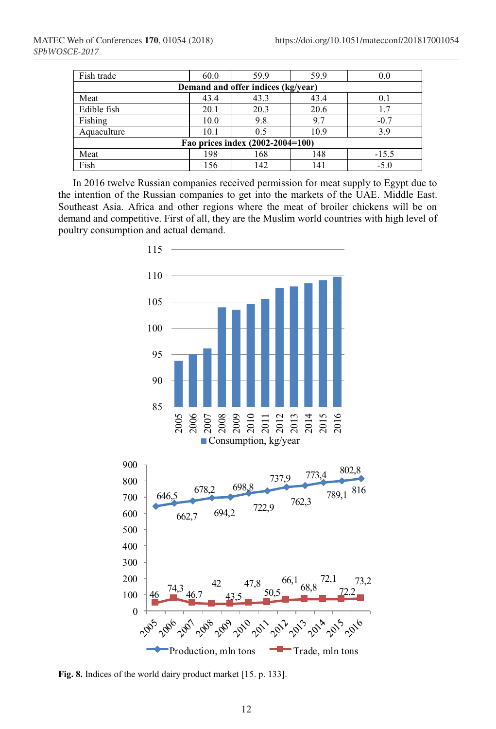| Fish trade | 60.0 | 59.9 | 59.9 | 0.0 |
|---|---|---|---|---|
| **Demand and offer indices (kg/year)** | | | | |
| Meat | 43.4 | 43.3 | 43.4 | 0.1 |
| Edible fish | 20.1 | 20.3 | 20.6 | 1.7 |
| Fishing | 10.0 | 9.8 | 9.7 | -0.7 |
| Aquaculture | 10.1 | 0.5 | 10.9 | 3.9 |
| **Fao prices index (2002-2004=100)** | | | | |
| Meat | 198 | 168 | 148 | -15.5 |
| Fish | 156 | 142 | 141 | -5.0 |

In 2016 twelve Russian companies received permission for meat supply to Egypt due to the intention of the Russian companies to get into the markets of the UAE. Middle East. Southeast Asia. Africa and other regions where the meat of broiler chickens will be on demand and competitive. First of all, they are the Muslim world countries with high level of poultry consumption and actual demand.

**Fig. 8.** Indices of the world dairy product market [15. p. 133].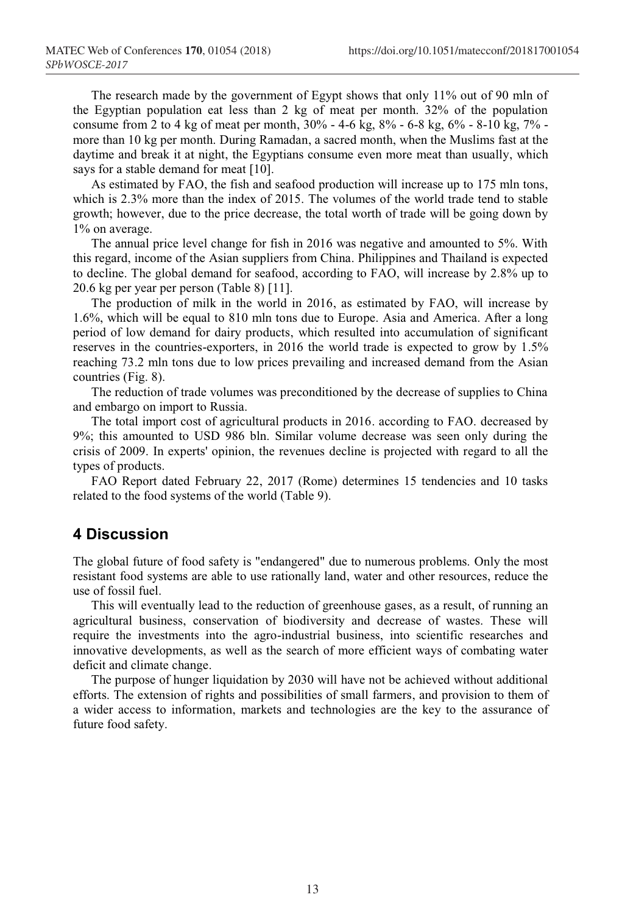The research made by the government of Egypt shows that only 11% out of 90 mln of the Egyptian population eat less than 2 kg of meat per month. 32% of the population consume from 2 to 4 kg of meat per month, 30% - 4-6 kg, 8% - 6-8 kg, 6% - 8-10 kg, 7% - more than 10 kg per month. During Ramadan, a sacred month, when the Muslims fast at the daytime and break it at night, the Egyptians consume even more meat than usually, which says for a stable demand for meat [10].

As estimated by FAO, the fish and seafood production will increase up to 175 mln tons, which is 2.3% more than the index of 2015. The volumes of the world trade tend to stable growth; however, due to the price decrease, the total worth of trade will be going down by 1% on average.

The annual price level change for fish in 2016 was negative and amounted to 5%. With this regard, income of the Asian suppliers from China. Philippines and Thailand is expected to decline. The global demand for seafood, according to FAO, will increase by 2.8% up to 20.6 kg per year per person (Table 8) [11].

The production of milk in the world in 2016, as estimated by FAO, will increase by 1.6%, which will be equal to 810 mln tons due to Europe. Asia and America. After a long period of low demand for dairy products, which resulted into accumulation of significant reserves in the countries-exporters, in 2016 the world trade is expected to grow by 1.5% reaching 73.2 mln tons due to low prices prevailing and increased demand from the Asian countries (Fig. 8).

The reduction of trade volumes was preconditioned by the decrease of supplies to China and embargo on import to Russia.

The total import cost of agricultural products in 2016. according to FAO. decreased by 9%; this amounted to USD 986 bln. Similar volume decrease was seen only during the crisis of 2009. In experts' opinion, the revenues decline is projected with regard to all the types of products.

FAO Report dated February 22, 2017 (Rome) determines 15 tendencies and 10 tasks related to the food systems of the world (Table 9).

## 4 Discussion

The global future of food safety is "endangered" due to numerous problems. Only the most resistant food systems are able to use rationally land, water and other resources, reduce the use of fossil fuel.

This will eventually lead to the reduction of greenhouse gases, as a result, of running an agricultural business, conservation of biodiversity and decrease of wastes. These will require the investments into the agro-industrial business, into scientific researches and innovative developments, as well as the search of more efficient ways of combating water deficit and climate change.

The purpose of hunger liquidation by 2030 will have not be achieved without additional efforts. The extension of rights and possibilities of small farmers, and provision to them of a wider access to information, markets and technologies are the key to the assurance of future food safety.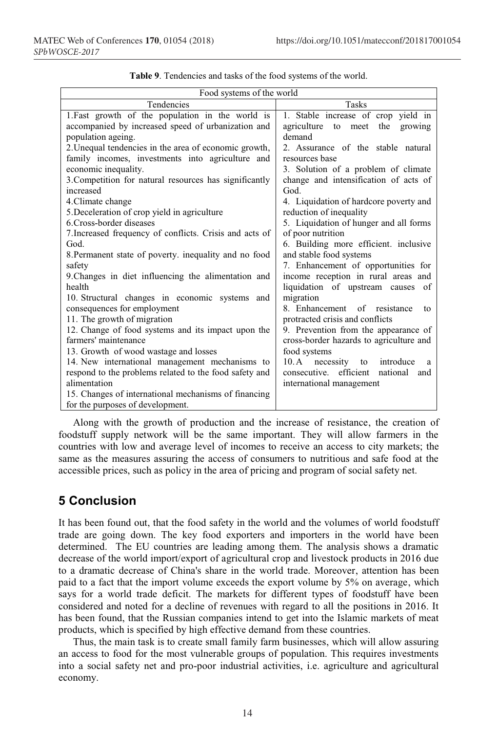**Table 9**. Tendencies and tasks of the food systems of the world.

| Food systems of the world | |
|---|---|
| Tendencies | Tasks |
| 1.Fast growth of the population in the world is accompanied by increased speed of urbanization and population ageing.<br>2.Unequal tendencies in the area of economic growth, family incomes, investments into agriculture and economic inequality.<br>3.Competition for natural resources has significantly increased<br>4.Climate change<br>5.Deceleration of crop yield in agriculture<br>6.Cross-border diseases<br>7.Increased frequency of conflicts. Crisis and acts of God.<br>8.Permanent state of poverty. inequality and no food safety<br>9.Changes in diet influencing the alimentation and health<br>10. Structural changes in economic systems and consequences for employment<br>11. The growth of migration<br>12. Change of food systems and its impact upon the farmers' maintenance<br>13. Growth of wood wastage and losses<br>14. New international management mechanisms to respond to the problems related to the food safety and alimentation<br>15. Changes of international mechanisms of financing for the purposes of development. | 1. Stable increase of crop yield in agriculture to meet the growing demand<br>2. Assurance of the stable natural resources base<br>3. Solution of a problem of climate change and intensification of acts of God.<br>4. Liquidation of hardcore poverty and reduction of inequality<br>5. Liquidation of hunger and all forms of poor nutrition<br>6. Building more efficient. inclusive and stable food systems<br>7. Enhancement of opportunities for income reception in rural areas and liquidation of upstream causes of migration<br>8. Enhancement of resistance to protracted crisis and conflicts<br>9. Prevention from the appearance of cross-border hazards to agriculture and food systems<br>10. A necessity to introduce a consecutive. efficient national and international management |

Along with the growth of production and the increase of resistance, the creation of foodstuff supply network will be the same important. They will allow farmers in the countries with low and average level of incomes to receive an access to city markets; the same as the measures assuring the access of consumers to nutritious and safe food at the accessible prices, such as policy in the area of pricing and program of social safety net.

## 5 Conclusion

It has been found out, that the food safety in the world and the volumes of world foodstuff trade are going down. The key food exporters and importers in the world have been determined. The EU countries are leading among them. The analysis shows a dramatic decrease of the world import/export of agricultural crop and livestock products in 2016 due to a dramatic decrease of China's share in the world trade. Moreover, attention has been paid to a fact that the import volume exceeds the export volume by 5% on average, which says for a world trade deficit. The markets for different types of foodstuff have been considered and noted for a decline of revenues with regard to all the positions in 2016. It has been found, that the Russian companies intend to get into the Islamic markets of meat products, which is specified by high effective demand from these countries.

Thus, the main task is to create small family farm businesses, which will allow assuring an access to food for the most vulnerable groups of population. This requires investments into a social safety net and pro-poor industrial activities, i.e. agriculture and agricultural economy.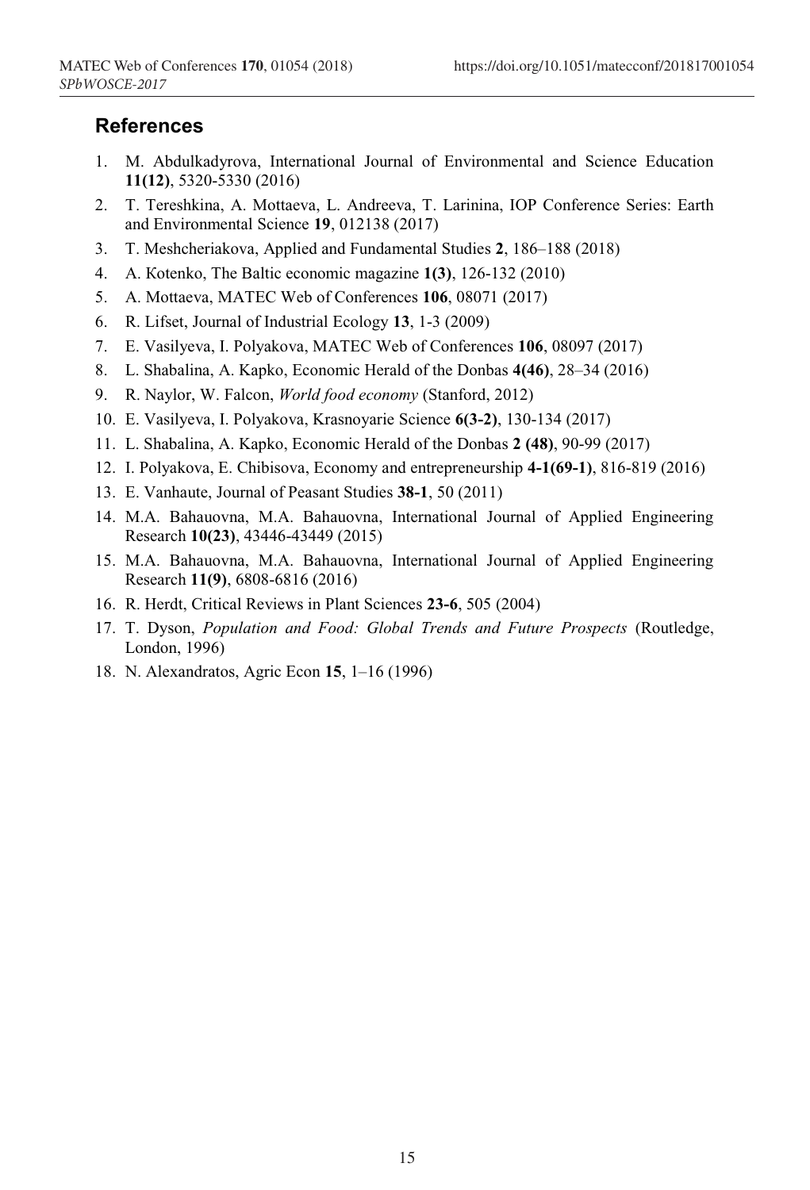## References

1. M. Abdulkadyrova, International Journal of Environmental and Science Education **11(12)**, 5320-5330 (2016)
2. T. Tereshkina, A. Mottaeva, L. Andreeva, T. Larinina, IOP Conference Series: Earth and Environmental Science **19**, 012138 (2017)
3. T. Meshcheriakova, Applied and Fundamental Studies **2**, 186–188 (2018)
4. A. Kotenko, The Baltic economic magazine **1(3)**, 126-132 (2010)
5. A. Mottaeva, MATEC Web of Conferences **106**, 08071 (2017)
6. R. Lifset, Journal of Industrial Ecology **13**, 1-3 (2009)
7. E. Vasilyeva, I. Polyakova, MATEC Web of Conferences **106**, 08097 (2017)
8. L. Shabalina, A. Kapko, Economic Herald of the Donbas **4(46)**, 28–34 (2016)
9. R. Naylor, W. Falcon, *World food economy* (Stanford, 2012)
10. E. Vasilyeva, I. Polyakova, Krasnoyarie Science **6(3-2)**, 130-134 (2017)
11. L. Shabalina, A. Kapko, Economic Herald of the Donbas **2 (48)**, 90-99 (2017)
12. I. Polyakova, E. Chibisova, Economy and entrepreneurship **4-1(69-1)**, 816-819 (2016)
13. E. Vanhaute, Journal of Peasant Studies **38-1**, 50 (2011)
14. M.A. Bahauovna, M.A. Bahauovna, International Journal of Applied Engineering Research **10(23)**, 43446-43449 (2015)
15. M.A. Bahauovna, M.A. Bahauovna, International Journal of Applied Engineering Research **11(9)**, 6808-6816 (2016)
16. R. Herdt, Critical Reviews in Plant Sciences **23-6**, 505 (2004)
17. T. Dyson, *Population and Food: Global Trends and Future Prospects* (Routledge, London, 1996)
18. N. Alexandratos, Agric Econ **15**, 1–16 (1996)